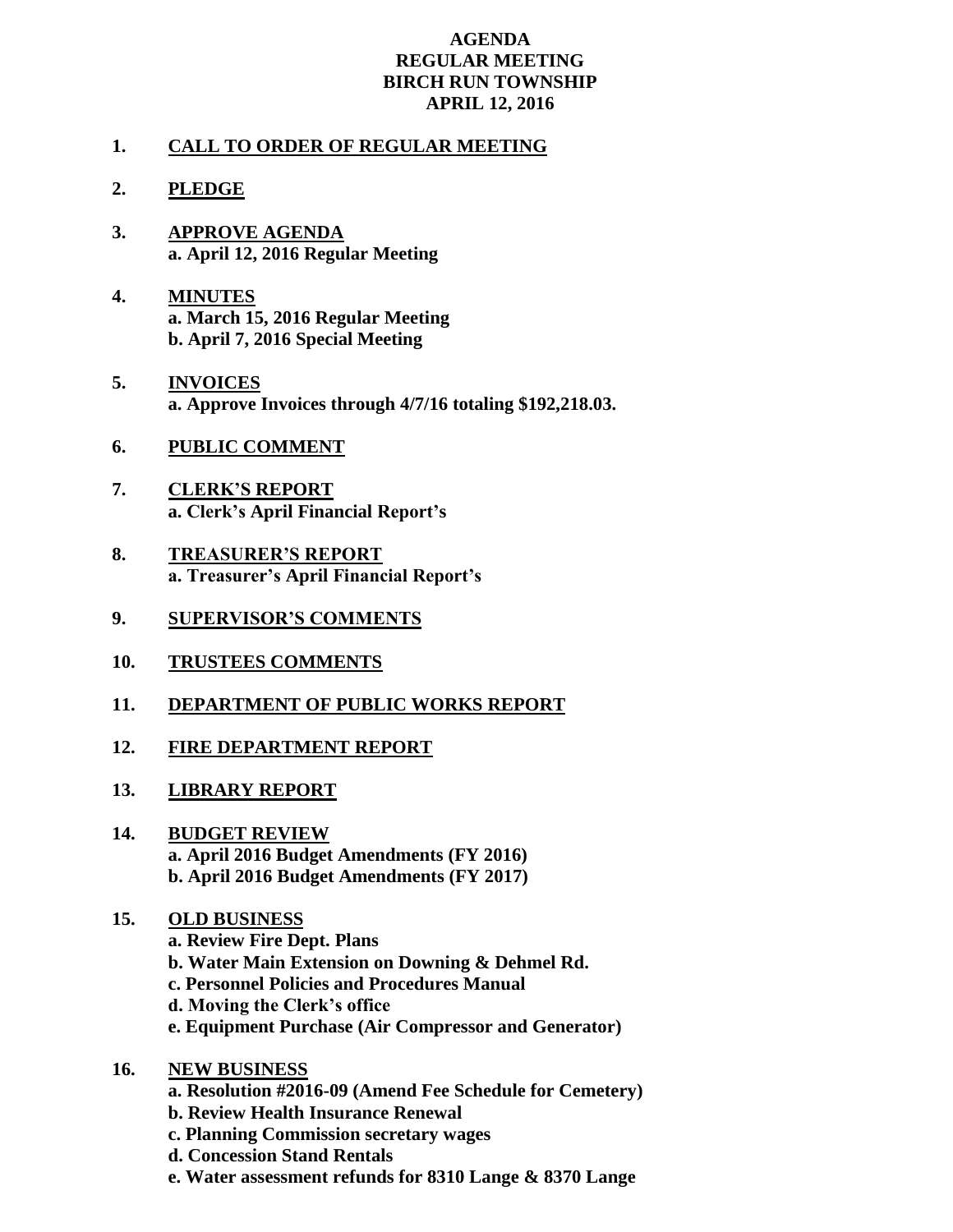# AGENDA
## REGULAR MEETING
## BIRCH RUN TOWNSHIP
## APRIL 12, 2016

**1. CALL TO ORDER OF REGULAR MEETING**

**2. PLEDGE**

**3. APPROVE AGENDA**
- **a. April 12, 2016 Regular Meeting**

**4. MINUTES**
- **a. March 15, 2016 Regular Meeting**
- **b. April 7, 2016 Special Meeting**

**5. INVOICES**
- **a. Approve Invoices through 4/7/16 totaling $192,218.03.**

**6. PUBLIC COMMENT**

**7. CLERK'S REPORT**
- **a. Clerk's April Financial Report's**

**8. TREASURER'S REPORT**
- **a. Treasurer's April Financial Report's**

**9. SUPERVISOR'S COMMENTS**

**10. TRUSTEES COMMENTS**

**11. DEPARTMENT OF PUBLIC WORKS REPORT**

**12. FIRE DEPARTMENT REPORT**

**13. LIBRARY REPORT**

**14. BUDGET REVIEW**
- **a. April 2016 Budget Amendments (FY 2016)**
- **b. April 2016 Budget Amendments (FY 2017)**

**15. OLD BUSINESS**
- **a. Review Fire Dept. Plans**
- **b. Water Main Extension on Downing & Dehmel Rd.**
- **c. Personnel Policies and Procedures Manual**
- **d. Moving the Clerk's office**
- **e. Equipment Purchase (Air Compressor and Generator)**

**16. NEW BUSINESS**
- **a. Resolution #2016-09 (Amend Fee Schedule for Cemetery)**
- **b. Review Health Insurance Renewal**
- **c. Planning Commission secretary wages**
- **d. Concession Stand Rentals**
- **e. Water assessment refunds for 8310 Lange & 8370 Lange**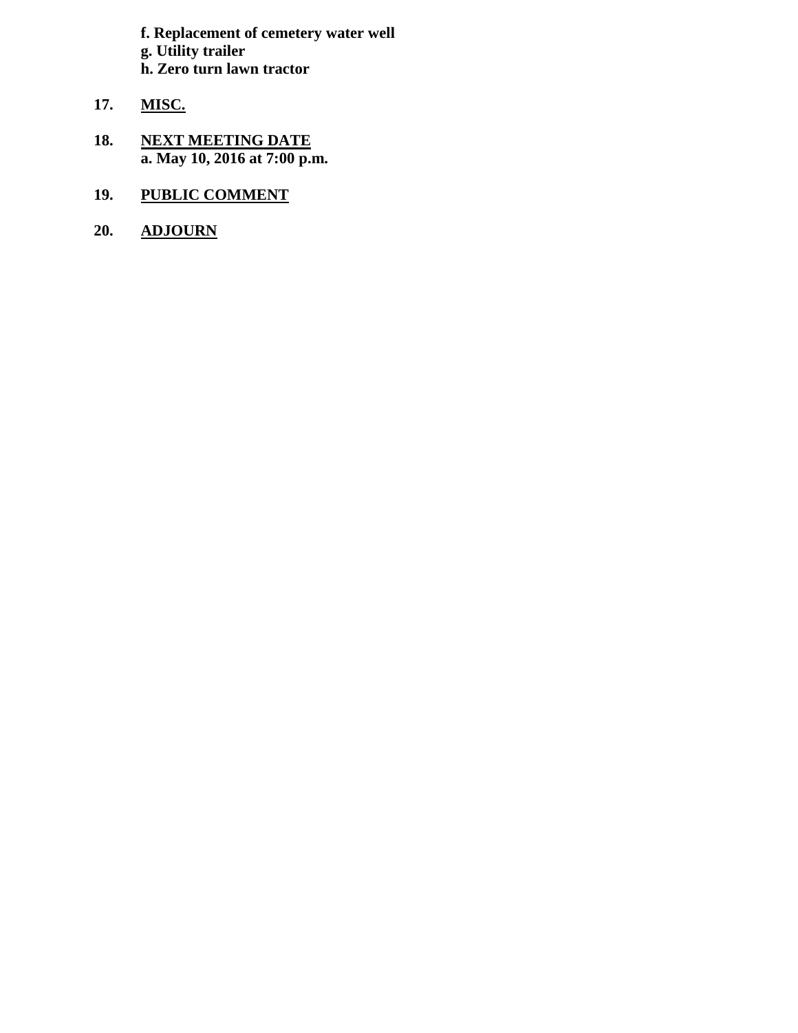**f. Replacement of cemetery water well**
**g. Utility trailer**
**h. Zero turn lawn tractor**

**17. MISC.**

**18. NEXT MEETING DATE**
**a. May 10, 2016 at 7:00 p.m.**

**19. PUBLIC COMMENT**

**20. ADJOURN**